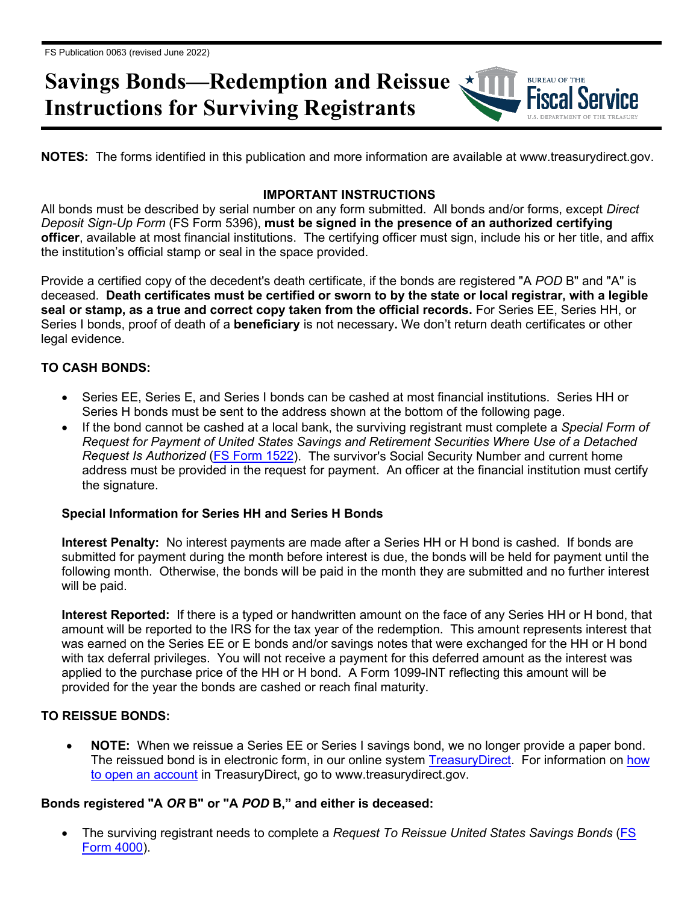FS Publication 0063 (revised June 2022)

# Savings Bonds—Redemption and Reissue Instructions for Surviving Registrants

**NOTES:** The forms identified in this publication and more information are available at www.treasurydirect.gov.

## IMPORTANT INSTRUCTIONS

All bonds must be described by serial number on any form submitted. All bonds and/or forms, except *Direct Deposit Sign-Up Form* (FS Form 5396), **must be signed in the presence of an authorized certifying officer**, available at most financial institutions. The certifying officer must sign, include his or her title, and affix the institution's official stamp or seal in the space provided.

Provide a certified copy of the decedent's death certificate, if the bonds are registered "A *POD* B" and "A" is deceased. **Death certificates must be certified or sworn to by the state or local registrar, with a legible seal or stamp, as a true and correct copy taken from the official records.** For Series EE, Series HH, or Series I bonds, proof of death of a **beneficiary** is not necessary**.** We don't return death certificates or other legal evidence.

### TO CASH BONDS:

- Series EE, Series E, and Series I bonds can be cashed at most financial institutions. Series HH or Series H bonds must be sent to the address shown at the bottom of the following page.
- If the bond cannot be cashed at a local bank, the surviving registrant must complete a *Special Form of Request for Payment of United States Savings and Retirement Securities Where Use of a Detached Request Is Authorized* (FS Form 1522). The survivor's Social Security Number and current home address must be provided in the request for payment. An officer at the financial institution must certify the signature.

#### Special Information for Series HH and Series H Bonds

**Interest Penalty:** No interest payments are made after a Series HH or H bond is cashed. If bonds are submitted for payment during the month before interest is due, the bonds will be held for payment until the following month. Otherwise, the bonds will be paid in the month they are submitted and no further interest will be paid.

**Interest Reported:** If there is a typed or handwritten amount on the face of any Series HH or H bond, that amount will be reported to the IRS for the tax year of the redemption. This amount represents interest that was earned on the Series EE or E bonds and/or savings notes that were exchanged for the HH or H bond with tax deferral privileges. You will not receive a payment for this deferred amount as the interest was applied to the purchase price of the HH or H bond. A Form 1099-INT reflecting this amount will be provided for the year the bonds are cashed or reach final maturity.

### TO REISSUE BONDS:

- **NOTE:** When we reissue a Series EE or Series I savings bond, we no longer provide a paper bond. The reissued bond is in electronic form, in our online system TreasuryDirect. For information on how to open an account in TreasuryDirect, go to www.treasurydirect.gov.

### Bonds registered "A *OR* B" or "A *POD* B," and either is deceased:

- The surviving registrant needs to complete a *Request To Reissue United States Savings Bonds* (FS Form 4000).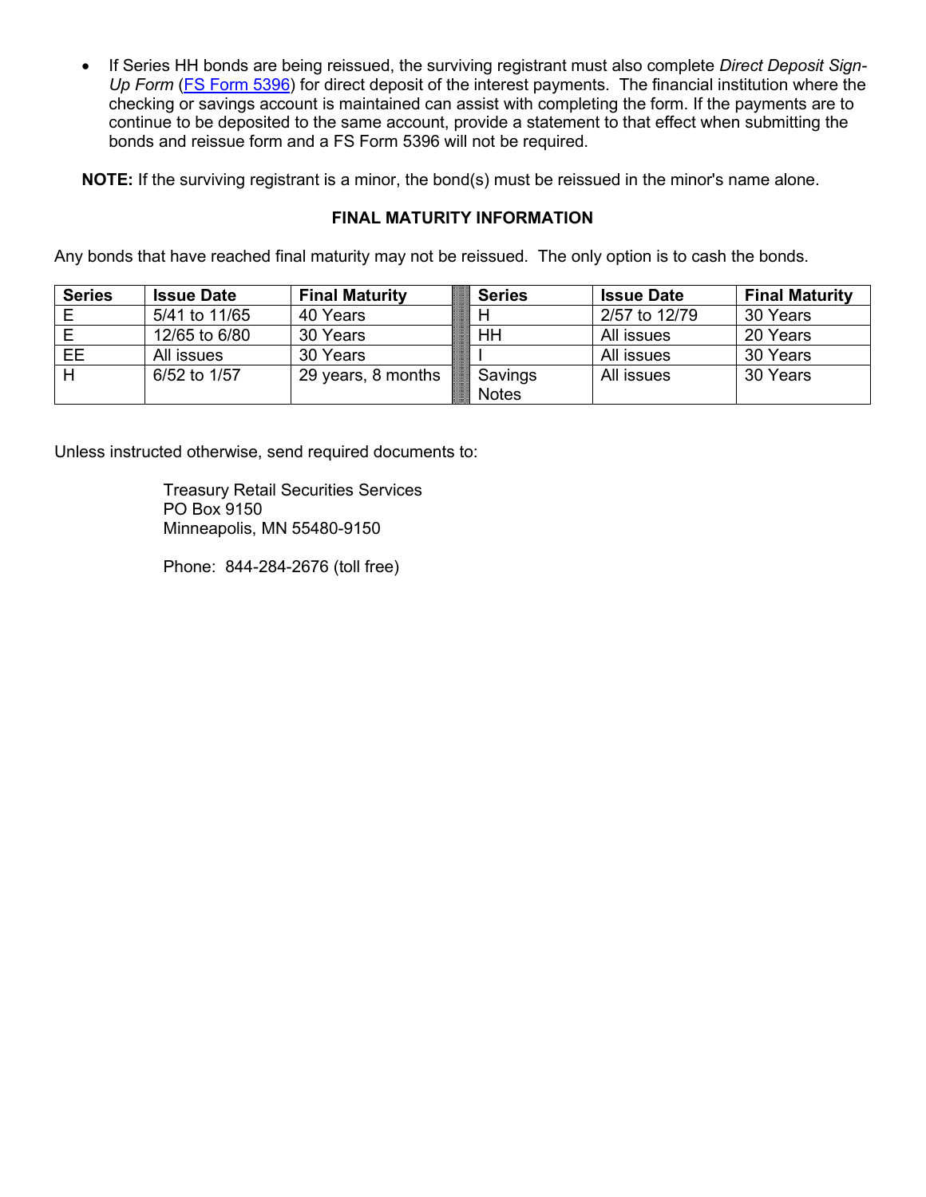- If Series HH bonds are being reissued, the surviving registrant must also complete *Direct Deposit Sign-Up Form* (FS Form 5396) for direct deposit of the interest payments. The financial institution where the checking or savings account is maintained can assist with completing the form. If the payments are to continue to be deposited to the same account, provide a statement to that effect when submitting the bonds and reissue form and a FS Form 5396 will not be required.

**NOTE:** If the surviving registrant is a minor, the bond(s) must be reissued in the minor's name alone.

## FINAL MATURITY INFORMATION

Any bonds that have reached final maturity may not be reissued. The only option is to cash the bonds.

| Series | Issue Date | Final Maturity | Series | Issue Date | Final Maturity |
|---|---|---|---|---|---|
| E | 5/41 to 11/65 | 40 Years | H | 2/57 to 12/79 | 30 Years |
| E | 12/65 to 6/80 | 30 Years | HH | All issues | 20 Years |
| EE | All issues | 30 Years | I | All issues | 30 Years |
| H | 6/52 to 1/57 | 29 years, 8 months | Savings Notes | All issues | 30 Years |

Unless instructed otherwise, send required documents to:

Treasury Retail Securities Services
PO Box 9150
Minneapolis, MN 55480-9150

Phone: 844-284-2676 (toll free)